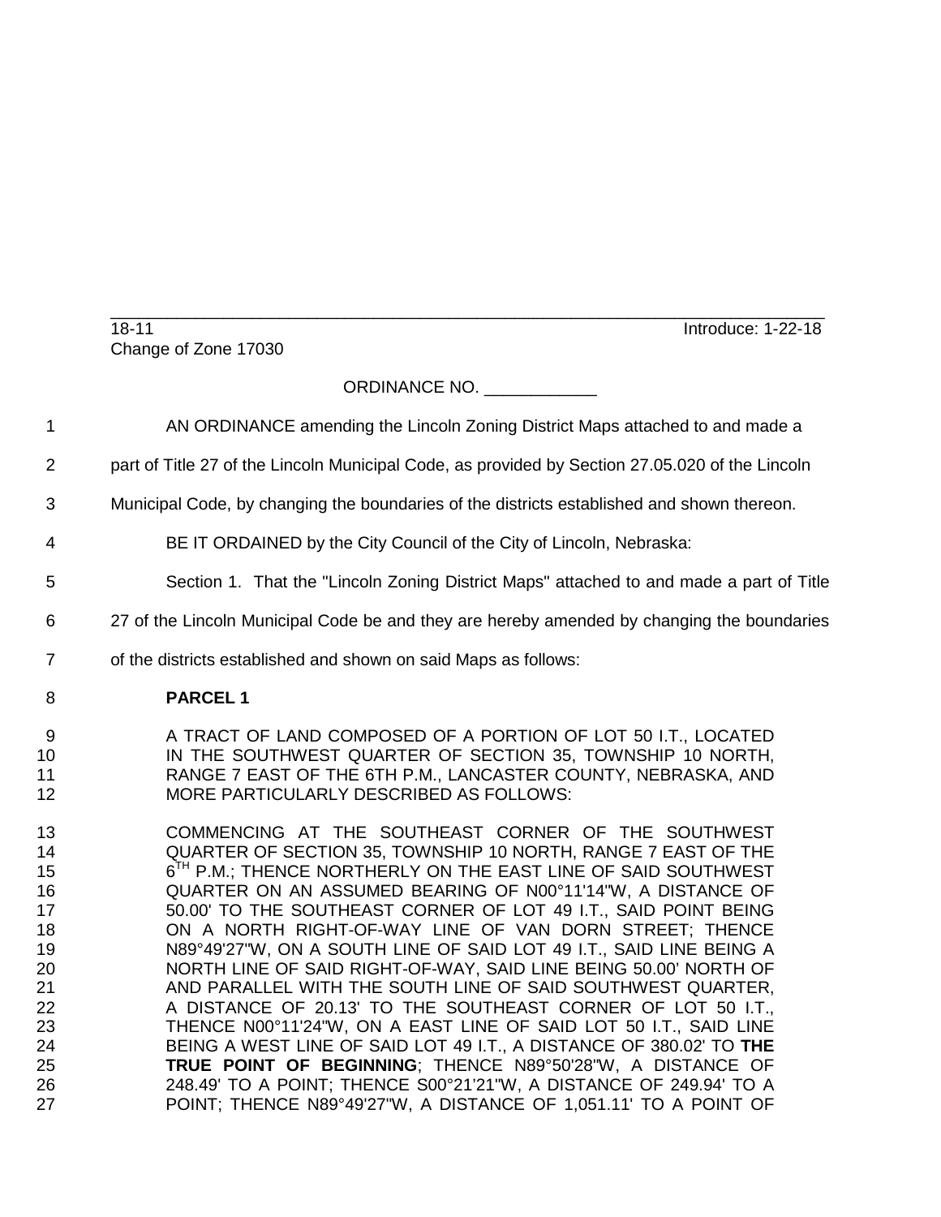18-11 Introduce: 1-22-18

Change of Zone 17030

ORDINANCE NO. \_\_\_\_\_\_\_\_\_\_\_\_

AN ORDINANCE amending the Lincoln Zoning District Maps attached to and made a part of Title 27 of the Lincoln Municipal Code, as provided by Section 27.05.020 of the Lincoln Municipal Code, by changing the boundaries of the districts established and shown thereon.

BE IT ORDAINED by the City Council of the City of Lincoln, Nebraska:

Section 1. That the "Lincoln Zoning District Maps" attached to and made a part of Title 27 of the Lincoln Municipal Code be and they are hereby amended by changing the boundaries of the districts established and shown on said Maps as follows:

**PARCEL 1**

A TRACT OF LAND COMPOSED OF A PORTION OF LOT 50 I.T., LOCATED IN THE SOUTHWEST QUARTER OF SECTION 35, TOWNSHIP 10 NORTH, RANGE 7 EAST OF THE 6TH P.M., LANCASTER COUNTY, NEBRASKA, AND MORE PARTICULARLY DESCRIBED AS FOLLOWS:

COMMENCING AT THE SOUTHEAST CORNER OF THE SOUTHWEST QUARTER OF SECTION 35, TOWNSHIP 10 NORTH, RANGE 7 EAST OF THE 6TH P.M.; THENCE NORTHERLY ON THE EAST LINE OF SAID SOUTHWEST QUARTER ON AN ASSUMED BEARING OF N00°11'14"W, A DISTANCE OF 50.00' TO THE SOUTHEAST CORNER OF LOT 49 I.T., SAID POINT BEING ON A NORTH RIGHT-OF-WAY LINE OF VAN DORN STREET; THENCE N89°49'27"W, ON A SOUTH LINE OF SAID LOT 49 I.T., SAID LINE BEING A NORTH LINE OF SAID RIGHT-OF-WAY, SAID LINE BEING 50.00' NORTH OF AND PARALLEL WITH THE SOUTH LINE OF SAID SOUTHWEST QUARTER, A DISTANCE OF 20.13' TO THE SOUTHEAST CORNER OF LOT 50 I.T., THENCE N00°11'24"W, ON A EAST LINE OF SAID LOT 50 I.T., SAID LINE BEING A WEST LINE OF SAID LOT 49 I.T., A DISTANCE OF 380.02' TO **THE TRUE POINT OF BEGINNING**; THENCE N89°50'28"W, A DISTANCE OF 248.49' TO A POINT; THENCE S00°21'21"W, A DISTANCE OF 249.94' TO A POINT; THENCE N89°49'27"W, A DISTANCE OF 1,051.11' TO A POINT OF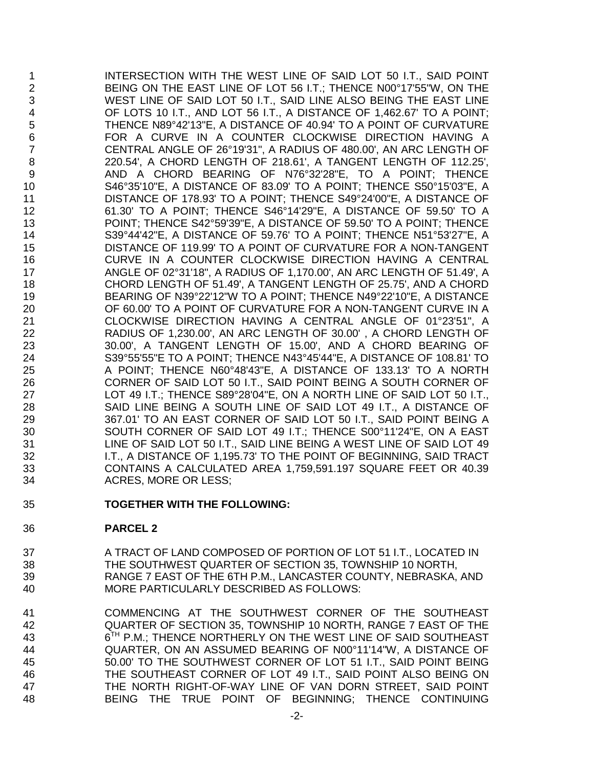INTERSECTION WITH THE WEST LINE OF SAID LOT 50 I.T., SAID POINT BEING ON THE EAST LINE OF LOT 56 I.T.; THENCE N00°17'55"W, ON THE WEST LINE OF SAID LOT 50 I.T., SAID LINE ALSO BEING THE EAST LINE OF LOTS 10 I.T., AND LOT 56 I.T., A DISTANCE OF 1,462.67' TO A POINT; THENCE N89°42'13"E, A DISTANCE OF 40.94' TO A POINT OF CURVATURE FOR A CURVE IN A COUNTER CLOCKWISE DIRECTION HAVING A CENTRAL ANGLE OF 26°19'31", A RADIUS OF 480.00', AN ARC LENGTH OF 220.54', A CHORD LENGTH OF 218.61', A TANGENT LENGTH OF 112.25', AND A CHORD BEARING OF N76°32'28"E, TO A POINT; THENCE S46°35'10"E, A DISTANCE OF 83.09' TO A POINT; THENCE S50°15'03"E, A DISTANCE OF 178.93' TO A POINT; THENCE S49°24'00"E, A DISTANCE OF 61.30' TO A POINT; THENCE S46°14'29"E, A DISTANCE OF 59.50' TO A POINT; THENCE S42°59'39"E, A DISTANCE OF 59.50' TO A POINT; THENCE S39°44'42"E, A DISTANCE OF 59.76' TO A POINT; THENCE N51°53'27"E, A DISTANCE OF 119.99' TO A POINT OF CURVATURE FOR A NON-TANGENT CURVE IN A COUNTER CLOCKWISE DIRECTION HAVING A CENTRAL ANGLE OF 02°31'18", A RADIUS OF 1,170.00', AN ARC LENGTH OF 51.49', A CHORD LENGTH OF 51.49', A TANGENT LENGTH OF 25.75', AND A CHORD BEARING OF N39°22'12"W TO A POINT; THENCE N49°22'10"E, A DISTANCE OF 60.00' TO A POINT OF CURVATURE FOR A NON-TANGENT CURVE IN A CLOCKWISE DIRECTION HAVING A CENTRAL ANGLE OF 01°23'51", A RADIUS OF 1,230.00', AN ARC LENGTH OF 30.00' , A CHORD LENGTH OF 30.00', A TANGENT LENGTH OF 15.00', AND A CHORD BEARING OF S39°55'55"E TO A POINT; THENCE N43°45'44"E, A DISTANCE OF 108.81' TO A POINT; THENCE N60°48'43"E, A DISTANCE OF 133.13' TO A NORTH CORNER OF SAID LOT 50 I.T., SAID POINT BEING A SOUTH CORNER OF LOT 49 I.T.; THENCE S89°28'04"E, ON A NORTH LINE OF SAID LOT 50 I.T., SAID LINE BEING A SOUTH LINE OF SAID LOT 49 I.T., A DISTANCE OF 367.01' TO AN EAST CORNER OF SAID LOT 50 I.T., SAID POINT BEING A SOUTH CORNER OF SAID LOT 49 I.T.; THENCE S00°11'24"E, ON A EAST LINE OF SAID LOT 50 I.T., SAID LINE BEING A WEST LINE OF SAID LOT 49 I.T., A DISTANCE OF 1,195.73' TO THE POINT OF BEGINNING, SAID TRACT CONTAINS A CALCULATED AREA 1,759,591.197 SQUARE FEET OR 40.39 ACRES, MORE OR LESS;

**TOGETHER WITH THE FOLLOWING:**

**PARCEL 2**

A TRACT OF LAND COMPOSED OF PORTION OF LOT 51 I.T., LOCATED IN THE SOUTHWEST QUARTER OF SECTION 35, TOWNSHIP 10 NORTH, RANGE 7 EAST OF THE 6TH P.M., LANCASTER COUNTY, NEBRASKA, AND MORE PARTICULARLY DESCRIBED AS FOLLOWS:

COMMENCING AT THE SOUTHWEST CORNER OF THE SOUTHEAST QUARTER OF SECTION 35, TOWNSHIP 10 NORTH, RANGE 7 EAST OF THE 6TH P.M.; THENCE NORTHERLY ON THE WEST LINE OF SAID SOUTHEAST QUARTER, ON AN ASSUMED BEARING OF N00°11'14"W, A DISTANCE OF 50.00' TO THE SOUTHWEST CORNER OF LOT 51 I.T., SAID POINT BEING THE SOUTHEAST CORNER OF LOT 49 I.T., SAID POINT ALSO BEING ON THE NORTH RIGHT-OF-WAY LINE OF VAN DORN STREET, SAID POINT BEING THE TRUE POINT OF BEGINNING; THENCE CONTINUING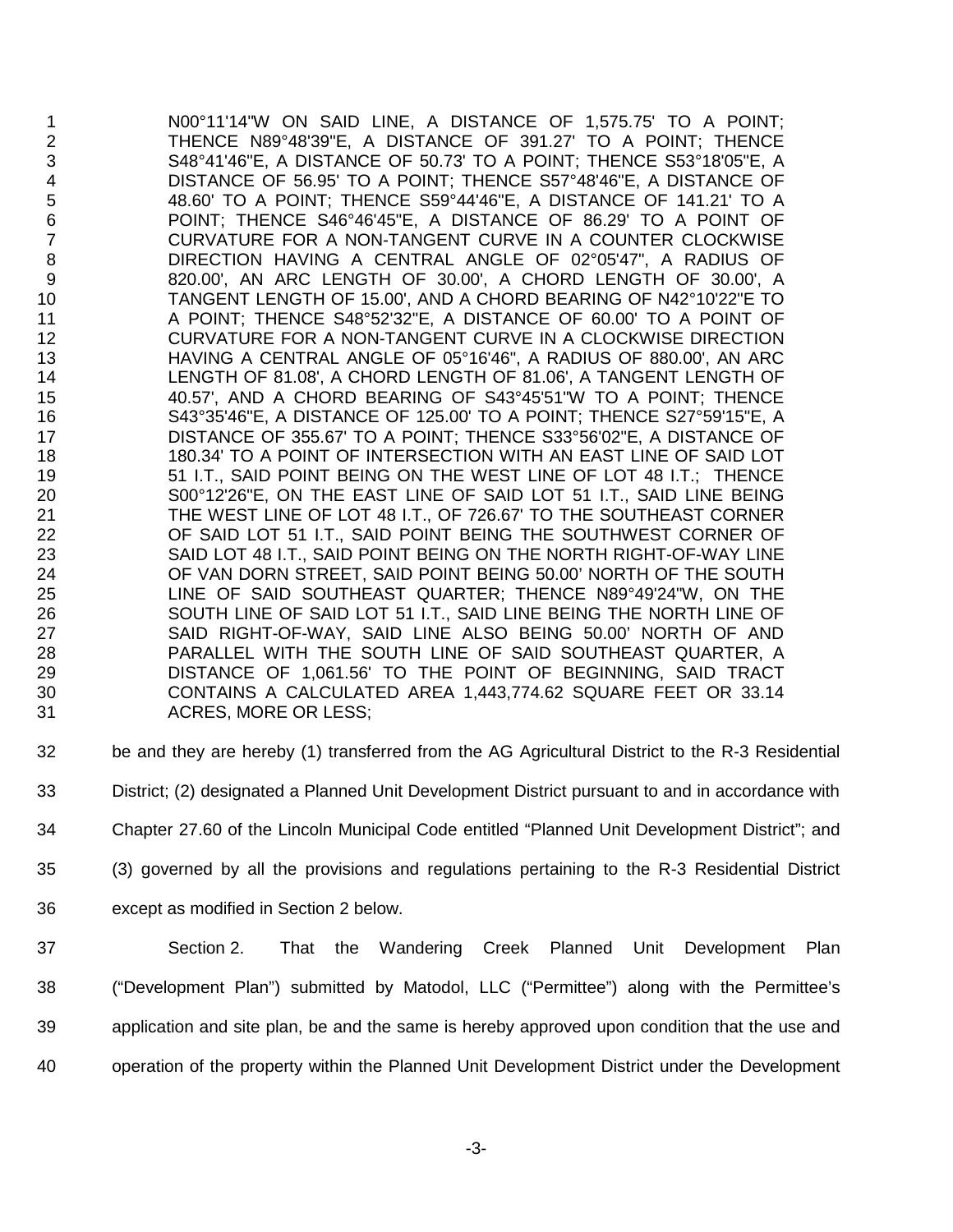N00°11'14"W ON SAID LINE, A DISTANCE OF 1,575.75' TO A POINT; THENCE N89°48'39"E, A DISTANCE OF 391.27' TO A POINT; THENCE S48°41'46"E, A DISTANCE OF 50.73' TO A POINT; THENCE S53°18'05"E, A DISTANCE OF 56.95' TO A POINT; THENCE S57°48'46"E, A DISTANCE OF 48.60' TO A POINT; THENCE S59°44'46"E, A DISTANCE OF 141.21' TO A POINT; THENCE S46°46'45"E, A DISTANCE OF 86.29' TO A POINT OF CURVATURE FOR A NON-TANGENT CURVE IN A COUNTER CLOCKWISE DIRECTION HAVING A CENTRAL ANGLE OF 02°05'47", A RADIUS OF 820.00', AN ARC LENGTH OF 30.00', A CHORD LENGTH OF 30.00', A TANGENT LENGTH OF 15.00', AND A CHORD BEARING OF N42°10'22"E TO A POINT; THENCE S48°52'32"E, A DISTANCE OF 60.00' TO A POINT OF CURVATURE FOR A NON-TANGENT CURVE IN A CLOCKWISE DIRECTION HAVING A CENTRAL ANGLE OF 05°16'46", A RADIUS OF 880.00', AN ARC LENGTH OF 81.08', A CHORD LENGTH OF 81.06', A TANGENT LENGTH OF 40.57', AND A CHORD BEARING OF S43°45'51"W TO A POINT; THENCE S43°35'46"E, A DISTANCE OF 125.00' TO A POINT; THENCE S27°59'15"E, A DISTANCE OF 355.67' TO A POINT; THENCE S33°56'02"E, A DISTANCE OF 180.34' TO A POINT OF INTERSECTION WITH AN EAST LINE OF SAID LOT 51 I.T., SAID POINT BEING ON THE WEST LINE OF LOT 48 I.T.; THENCE S00°12'26"E, ON THE EAST LINE OF SAID LOT 51 I.T., SAID LINE BEING THE WEST LINE OF LOT 48 I.T., OF 726.67' TO THE SOUTHEAST CORNER OF SAID LOT 51 I.T., SAID POINT BEING THE SOUTHWEST CORNER OF SAID LOT 48 I.T., SAID POINT BEING ON THE NORTH RIGHT-OF-WAY LINE OF VAN DORN STREET, SAID POINT BEING 50.00' NORTH OF THE SOUTH LINE OF SAID SOUTHEAST QUARTER; THENCE N89°49'24"W, ON THE SOUTH LINE OF SAID LOT 51 I.T., SAID LINE BEING THE NORTH LINE OF SAID RIGHT-OF-WAY, SAID LINE ALSO BEING 50.00' NORTH OF AND PARALLEL WITH THE SOUTH LINE OF SAID SOUTHEAST QUARTER, A DISTANCE OF 1,061.56' TO THE POINT OF BEGINNING, SAID TRACT CONTAINS A CALCULATED AREA 1,443,774.62 SQUARE FEET OR 33.14 ACRES, MORE OR LESS;

be and they are hereby (1) transferred from the AG Agricultural District to the R-3 Residential District; (2) designated a Planned Unit Development District pursuant to and in accordance with Chapter 27.60 of the Lincoln Municipal Code entitled "Planned Unit Development District"; and (3) governed by all the provisions and regulations pertaining to the R-3 Residential District except as modified in Section 2 below.

Section 2. That the Wandering Creek Planned Unit Development Plan ("Development Plan") submitted by Matodol, LLC ("Permittee") along with the Permittee's application and site plan, be and the same is hereby approved upon condition that the use and operation of the property within the Planned Unit Development District under the Development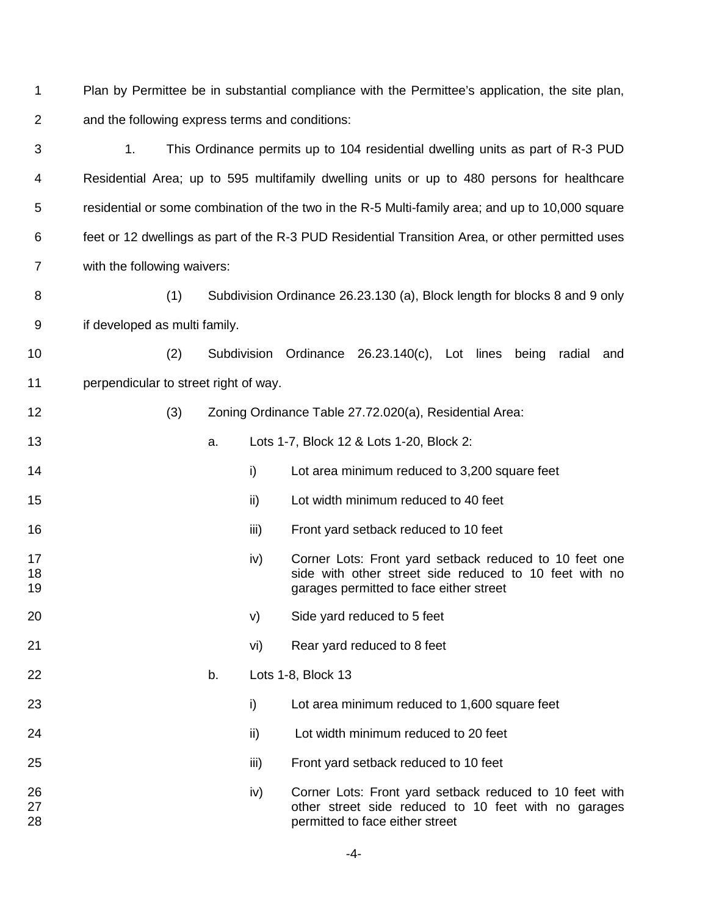Plan by Permittee be in substantial compliance with the Permittee's application, the site plan, and the following express terms and conditions:

1. This Ordinance permits up to 104 residential dwelling units as part of R-3 PUD Residential Area; up to 595 multifamily dwelling units or up to 480 persons for healthcare residential or some combination of the two in the R-5 Multi-family area; and up to 10,000 square feet or 12 dwellings as part of the R-3 PUD Residential Transition Area, or other permitted uses with the following waivers:

(1) Subdivision Ordinance 26.23.130 (a), Block length for blocks 8 and 9 only if developed as multi family.

(2) Subdivision Ordinance 26.23.140(c), Lot lines being radial and perpendicular to street right of way.

(3) Zoning Ordinance Table 27.72.020(a), Residential Area:

a. Lots 1-7, Block 12 & Lots 1-20, Block 2:

i) Lot area minimum reduced to 3,200 square feet

ii) Lot width minimum reduced to 40 feet

iii) Front yard setback reduced to 10 feet

iv) Corner Lots: Front yard setback reduced to 10 feet one side with other street side reduced to 10 feet with no garages permitted to face either street

v) Side yard reduced to 5 feet

vi) Rear yard reduced to 8 feet

b. Lots 1-8, Block 13

i) Lot area minimum reduced to 1,600 square feet

ii) Lot width minimum reduced to 20 feet

iii) Front yard setback reduced to 10 feet

iv) Corner Lots: Front yard setback reduced to 10 feet with other street side reduced to 10 feet with no garages permitted to face either street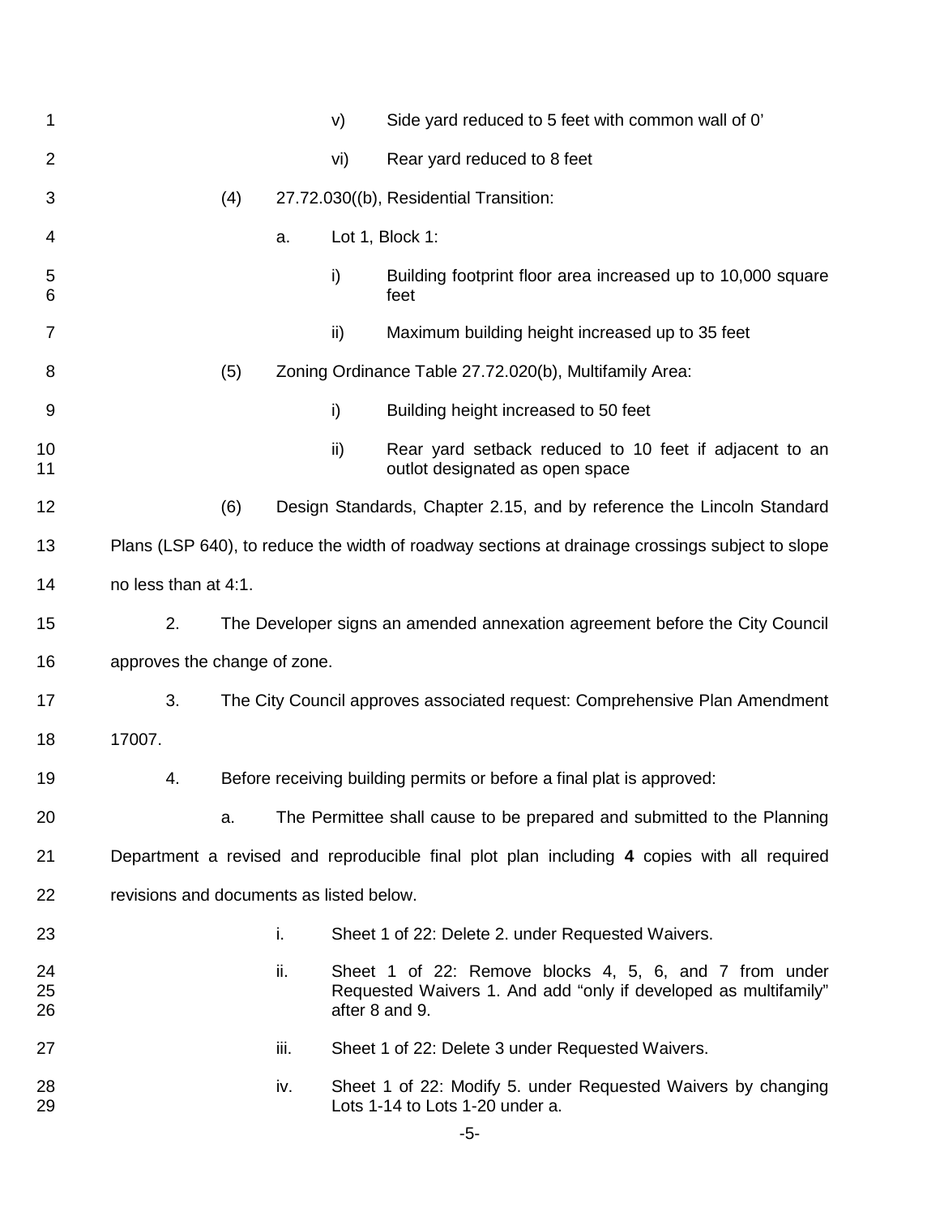v) Side yard reduced to 5 feet with common wall of 0'

vi) Rear yard reduced to 8 feet

(4) 27.72.030((b), Residential Transition:

a. Lot 1, Block 1:

i) Building footprint floor area increased up to 10,000 square feet

ii) Maximum building height increased up to 35 feet

(5) Zoning Ordinance Table 27.72.020(b), Multifamily Area:

i) Building height increased to 50 feet

ii) Rear yard setback reduced to 10 feet if adjacent to an outlot designated as open space

(6) Design Standards, Chapter 2.15, and by reference the Lincoln Standard Plans (LSP 640), to reduce the width of roadway sections at drainage crossings subject to slope no less than at 4:1.

2. The Developer signs an amended annexation agreement before the City Council approves the change of zone.

3. The City Council approves associated request: Comprehensive Plan Amendment 17007.

4. Before receiving building permits or before a final plat is approved:

a. The Permittee shall cause to be prepared and submitted to the Planning Department a revised and reproducible final plot plan including **4** copies with all required revisions and documents as listed below.

i. Sheet 1 of 22: Delete 2. under Requested Waivers.

ii. Sheet 1 of 22: Remove blocks 4, 5, 6, and 7 from under Requested Waivers 1. And add "only if developed as multifamily" after 8 and 9.

iii. Sheet 1 of 22: Delete 3 under Requested Waivers.

iv. Sheet 1 of 22: Modify 5. under Requested Waivers by changing Lots 1-14 to Lots 1-20 under a.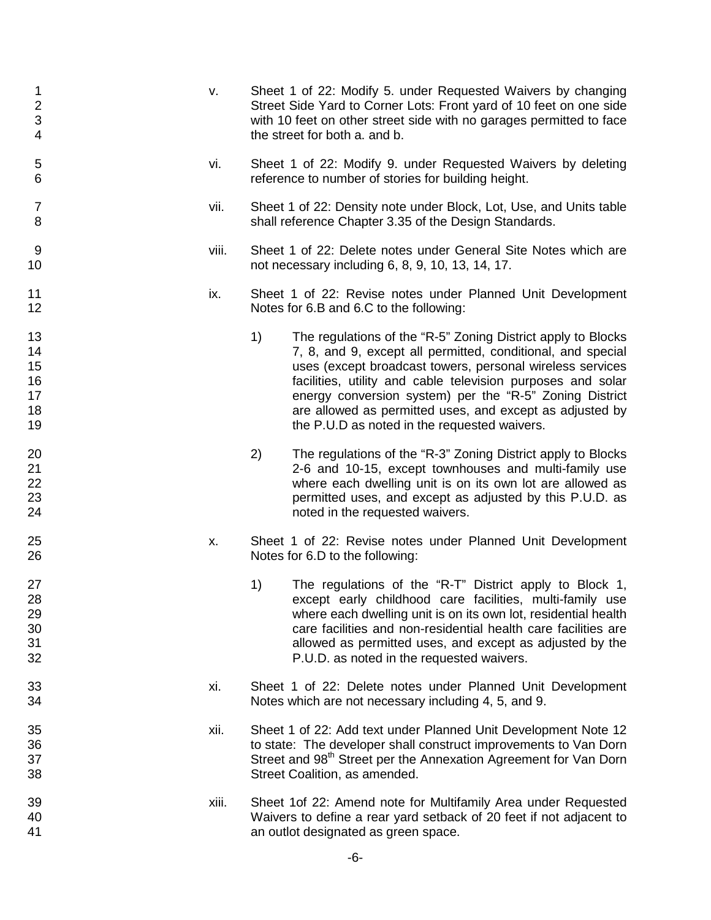v. Sheet 1 of 22: Modify 5. under Requested Waivers by changing Street Side Yard to Corner Lots: Front yard of 10 feet on one side with 10 feet on other street side with no garages permitted to face the street for both a. and b.

vi. Sheet 1 of 22: Modify 9. under Requested Waivers by deleting reference to number of stories for building height.

vii. Sheet 1 of 22: Density note under Block, Lot, Use, and Units table shall reference Chapter 3.35 of the Design Standards.

viii. Sheet 1 of 22: Delete notes under General Site Notes which are not necessary including 6, 8, 9, 10, 13, 14, 17.

ix. Sheet 1 of 22: Revise notes under Planned Unit Development Notes for 6.B and 6.C to the following:

1) The regulations of the "R-5" Zoning District apply to Blocks 7, 8, and 9, except all permitted, conditional, and special uses (except broadcast towers, personal wireless services facilities, utility and cable television purposes and solar energy conversion system) per the "R-5" Zoning District are allowed as permitted uses, and except as adjusted by the P.U.D as noted in the requested waivers.

2) The regulations of the "R-3" Zoning District apply to Blocks 2-6 and 10-15, except townhouses and multi-family use where each dwelling unit is on its own lot are allowed as permitted uses, and except as adjusted by this P.U.D. as noted in the requested waivers.

x. Sheet 1 of 22: Revise notes under Planned Unit Development Notes for 6.D to the following:

1) The regulations of the "R-T" District apply to Block 1, except early childhood care facilities, multi-family use where each dwelling unit is on its own lot, residential health care facilities and non-residential health care facilities are allowed as permitted uses, and except as adjusted by the P.U.D. as noted in the requested waivers.

xi. Sheet 1 of 22: Delete notes under Planned Unit Development Notes which are not necessary including 4, 5, and 9.

xii. Sheet 1 of 22: Add text under Planned Unit Development Note 12 to state: The developer shall construct improvements to Van Dorn Street and 98th Street per the Annexation Agreement for Van Dorn Street Coalition, as amended.

xiii. Sheet 1of 22: Amend note for Multifamily Area under Requested Waivers to define a rear yard setback of 20 feet if not adjacent to an outlot designated as green space.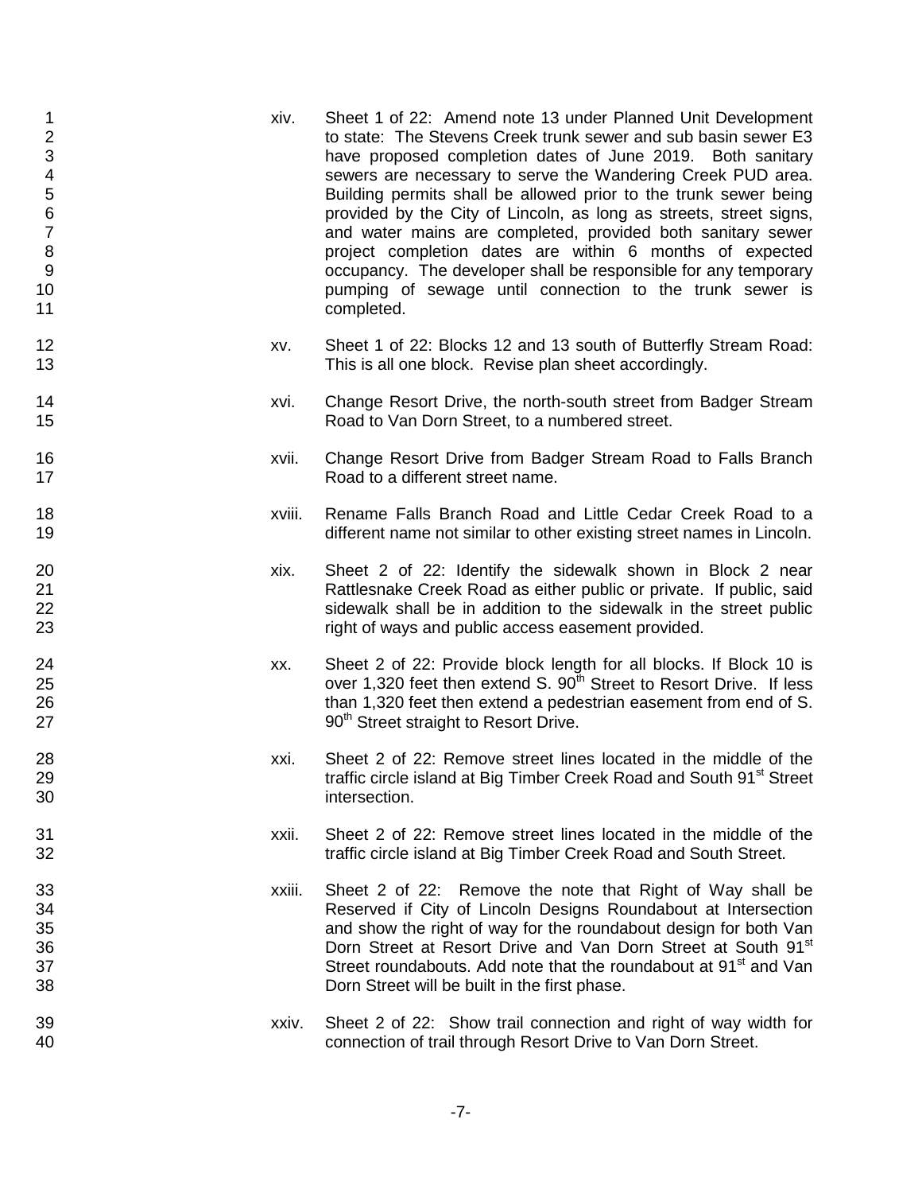xiv. Sheet 1 of 22: Amend note 13 under Planned Unit Development to state: The Stevens Creek trunk sewer and sub basin sewer E3 have proposed completion dates of June 2019. Both sanitary sewers are necessary to serve the Wandering Creek PUD area. Building permits shall be allowed prior to the trunk sewer being provided by the City of Lincoln, as long as streets, street signs, and water mains are completed, provided both sanitary sewer project completion dates are within 6 months of expected occupancy. The developer shall be responsible for any temporary pumping of sewage until connection to the trunk sewer is completed.

xv. Sheet 1 of 22: Blocks 12 and 13 south of Butterfly Stream Road: This is all one block. Revise plan sheet accordingly.

xvi. Change Resort Drive, the north-south street from Badger Stream Road to Van Dorn Street, to a numbered street.

xvii. Change Resort Drive from Badger Stream Road to Falls Branch Road to a different street name.

xviii. Rename Falls Branch Road and Little Cedar Creek Road to a different name not similar to other existing street names in Lincoln.

xix. Sheet 2 of 22: Identify the sidewalk shown in Block 2 near Rattlesnake Creek Road as either public or private. If public, said sidewalk shall be in addition to the sidewalk in the street public right of ways and public access easement provided.

xx. Sheet 2 of 22: Provide block length for all blocks. If Block 10 is over 1,320 feet then extend S. 90th Street to Resort Drive. If less than 1,320 feet then extend a pedestrian easement from end of S. 90th Street straight to Resort Drive.

xxi. Sheet 2 of 22: Remove street lines located in the middle of the traffic circle island at Big Timber Creek Road and South 91st Street intersection.

xxii. Sheet 2 of 22: Remove street lines located in the middle of the traffic circle island at Big Timber Creek Road and South Street.

xxiii. Sheet 2 of 22: Remove the note that Right of Way shall be Reserved if City of Lincoln Designs Roundabout at Intersection and show the right of way for the roundabout design for both Van Dorn Street at Resort Drive and Van Dorn Street at South 91st Street roundabouts. Add note that the roundabout at 91st and Van Dorn Street will be built in the first phase.

xxiv. Sheet 2 of 22: Show trail connection and right of way width for connection of trail through Resort Drive to Van Dorn Street.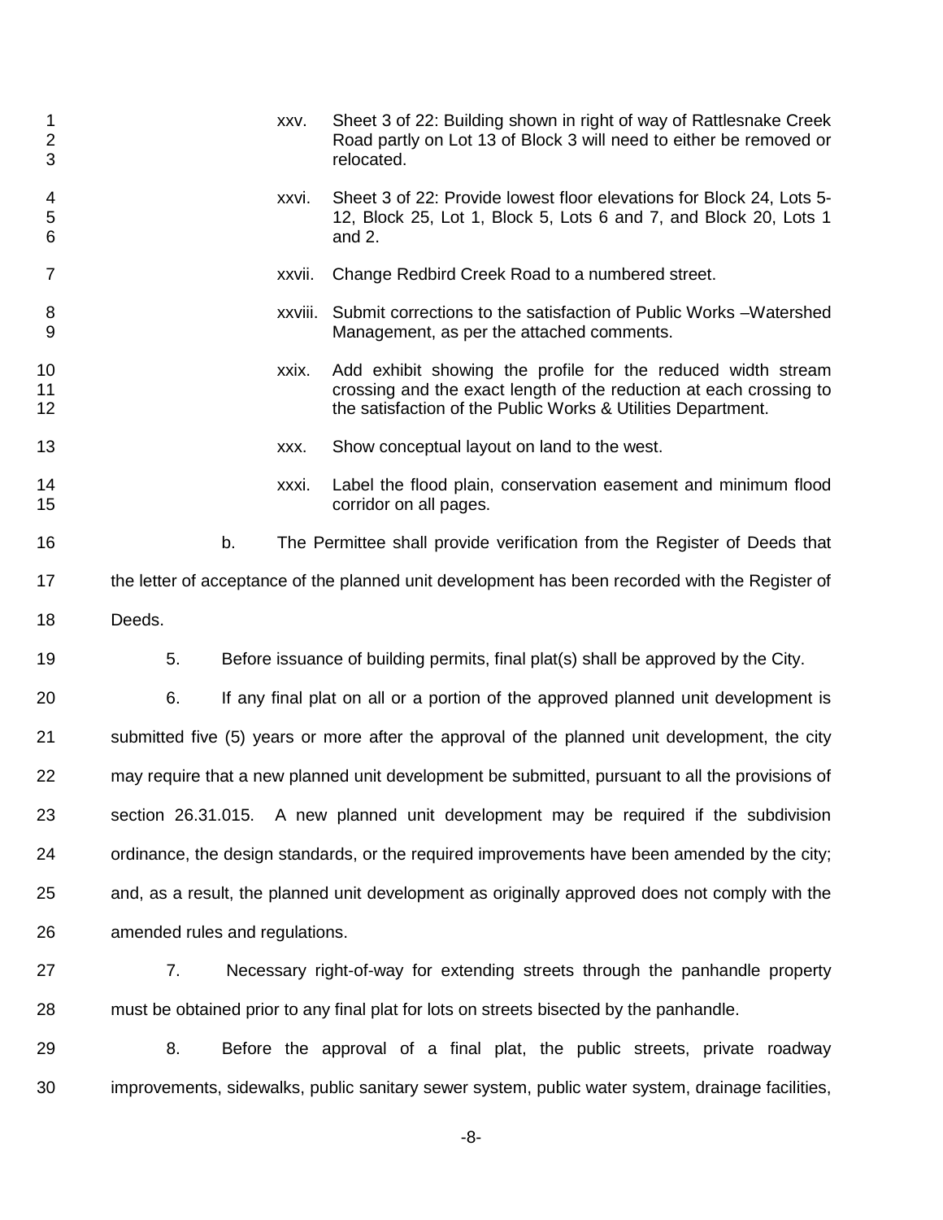xxv. Sheet 3 of 22: Building shown in right of way of Rattlesnake Creek Road partly on Lot 13 of Block 3 will need to either be removed or relocated.

xxvi. Sheet 3 of 22: Provide lowest floor elevations for Block 24, Lots 5-12, Block 25, Lot 1, Block 5, Lots 6 and 7, and Block 20, Lots 1 and 2.

xxvii. Change Redbird Creek Road to a numbered street.

xxviii. Submit corrections to the satisfaction of Public Works –Watershed Management, as per the attached comments.

xxix. Add exhibit showing the profile for the reduced width stream crossing and the exact length of the reduction at each crossing to the satisfaction of the Public Works & Utilities Department.

xxx. Show conceptual layout on land to the west.

xxxi. Label the flood plain, conservation easement and minimum flood corridor on all pages.

b. The Permittee shall provide verification from the Register of Deeds that the letter of acceptance of the planned unit development has been recorded with the Register of Deeds.

5. Before issuance of building permits, final plat(s) shall be approved by the City.

6. If any final plat on all or a portion of the approved planned unit development is submitted five (5) years or more after the approval of the planned unit development, the city may require that a new planned unit development be submitted, pursuant to all the provisions of section 26.31.015. A new planned unit development may be required if the subdivision ordinance, the design standards, or the required improvements have been amended by the city; and, as a result, the planned unit development as originally approved does not comply with the amended rules and regulations.

7. Necessary right-of-way for extending streets through the panhandle property must be obtained prior to any final plat for lots on streets bisected by the panhandle.

8. Before the approval of a final plat, the public streets, private roadway improvements, sidewalks, public sanitary sewer system, public water system, drainage facilities,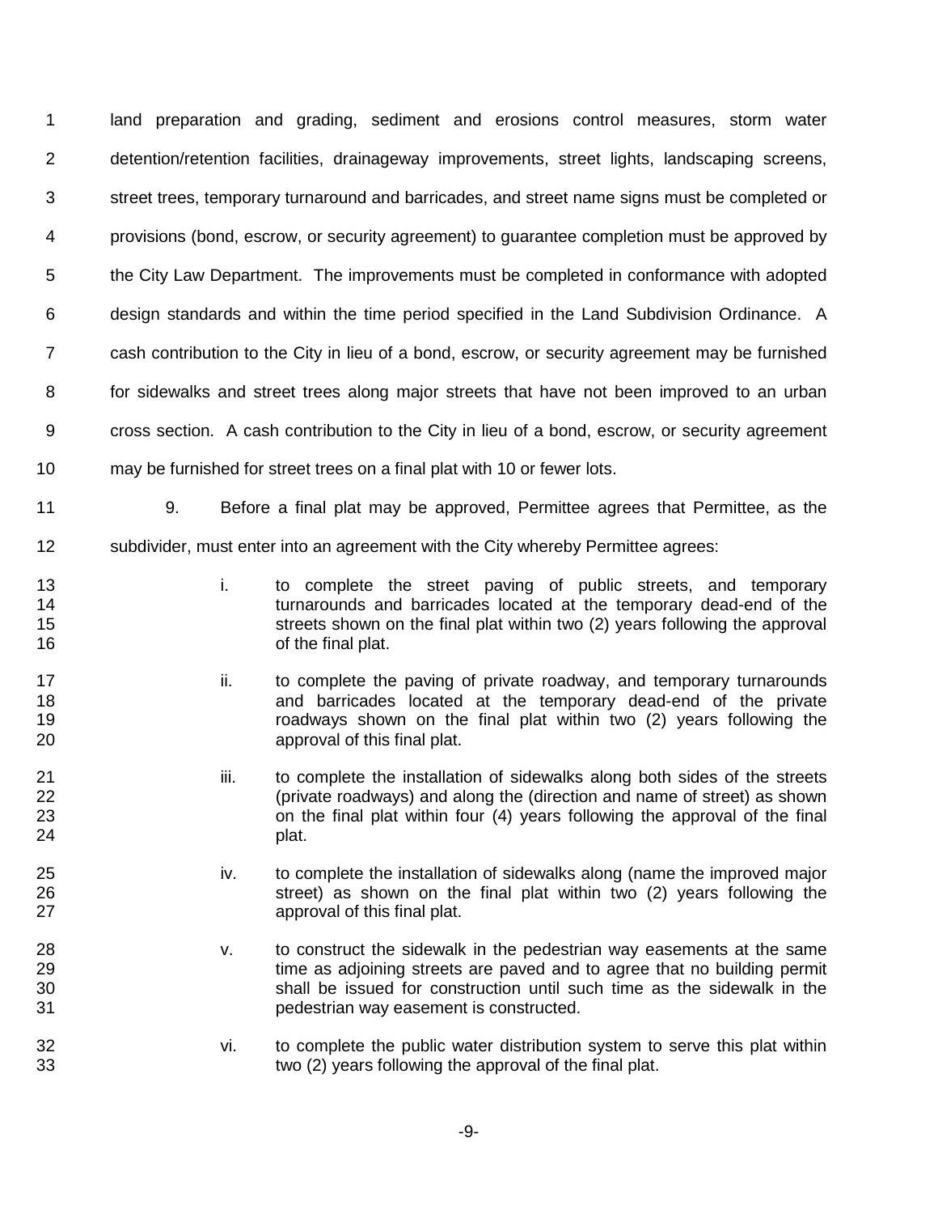land preparation and grading, sediment and erosions control measures, storm water detention/retention facilities, drainageway improvements, street lights, landscaping screens, street trees, temporary turnaround and barricades, and street name signs must be completed or provisions (bond, escrow, or security agreement) to guarantee completion must be approved by the City Law Department. The improvements must be completed in conformance with adopted design standards and within the time period specified in the Land Subdivision Ordinance. A cash contribution to the City in lieu of a bond, escrow, or security agreement may be furnished for sidewalks and street trees along major streets that have not been improved to an urban cross section. A cash contribution to the City in lieu of a bond, escrow, or security agreement may be furnished for street trees on a final plat with 10 or fewer lots.

9. Before a final plat may be approved, Permittee agrees that Permittee, as the subdivider, must enter into an agreement with the City whereby Permittee agrees:

i. to complete the street paving of public streets, and temporary turnarounds and barricades located at the temporary dead-end of the streets shown on the final plat within two (2) years following the approval of the final plat.

ii. to complete the paving of private roadway, and temporary turnarounds and barricades located at the temporary dead-end of the private roadways shown on the final plat within two (2) years following the approval of this final plat.

iii. to complete the installation of sidewalks along both sides of the streets (private roadways) and along the (direction and name of street) as shown on the final plat within four (4) years following the approval of the final plat.

iv. to complete the installation of sidewalks along (name the improved major street) as shown on the final plat within two (2) years following the approval of this final plat.

v. to construct the sidewalk in the pedestrian way easements at the same time as adjoining streets are paved and to agree that no building permit shall be issued for construction until such time as the sidewalk in the pedestrian way easement is constructed.

vi. to complete the public water distribution system to serve this plat within two (2) years following the approval of the final plat.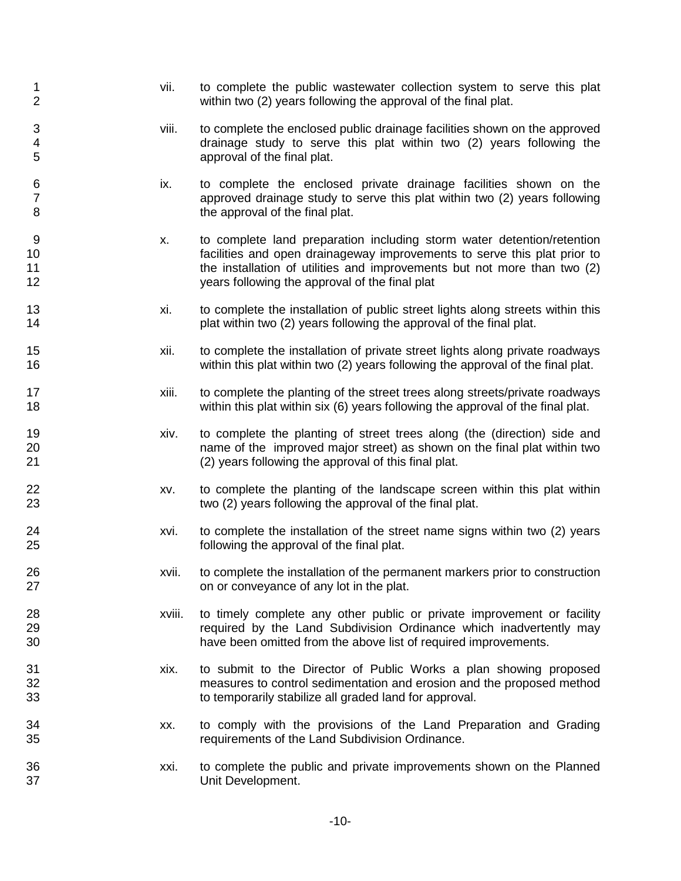vii. to complete the public wastewater collection system to serve this plat within two (2) years following the approval of the final plat.

viii. to complete the enclosed public drainage facilities shown on the approved drainage study to serve this plat within two (2) years following the approval of the final plat.

ix. to complete the enclosed private drainage facilities shown on the approved drainage study to serve this plat within two (2) years following the approval of the final plat.

x. to complete land preparation including storm water detention/retention facilities and open drainageway improvements to serve this plat prior to the installation of utilities and improvements but not more than two (2) years following the approval of the final plat

xi. to complete the installation of public street lights along streets within this plat within two (2) years following the approval of the final plat.

xii. to complete the installation of private street lights along private roadways within this plat within two (2) years following the approval of the final plat.

xiii. to complete the planting of the street trees along streets/private roadways within this plat within six (6) years following the approval of the final plat.

xiv. to complete the planting of street trees along (the (direction) side and name of the improved major street) as shown on the final plat within two (2) years following the approval of this final plat.

xv. to complete the planting of the landscape screen within this plat within two (2) years following the approval of the final plat.

xvi. to complete the installation of the street name signs within two (2) years following the approval of the final plat.

xvii. to complete the installation of the permanent markers prior to construction on or conveyance of any lot in the plat.

xviii. to timely complete any other public or private improvement or facility required by the Land Subdivision Ordinance which inadvertently may have been omitted from the above list of required improvements.

xix. to submit to the Director of Public Works a plan showing proposed measures to control sedimentation and erosion and the proposed method to temporarily stabilize all graded land for approval.

xx. to comply with the provisions of the Land Preparation and Grading requirements of the Land Subdivision Ordinance.

xxi. to complete the public and private improvements shown on the Planned Unit Development.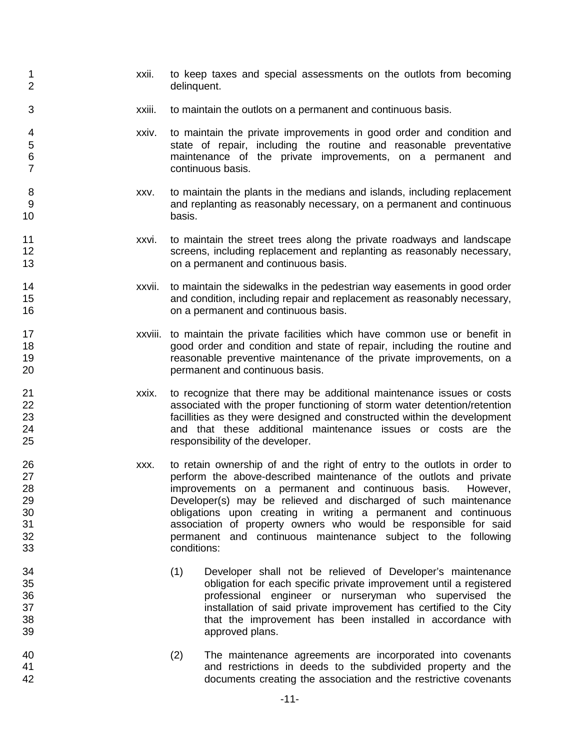xxii. to keep taxes and special assessments on the outlots from becoming delinquent.

xxiii. to maintain the outlots on a permanent and continuous basis.

xxiv. to maintain the private improvements in good order and condition and state of repair, including the routine and reasonable preventative maintenance of the private improvements, on a permanent and continuous basis.

xxv. to maintain the plants in the medians and islands, including replacement and replanting as reasonably necessary, on a permanent and continuous basis.

xxvi. to maintain the street trees along the private roadways and landscape screens, including replacement and replanting as reasonably necessary, on a permanent and continuous basis.

xxvii. to maintain the sidewalks in the pedestrian way easements in good order and condition, including repair and replacement as reasonably necessary, on a permanent and continuous basis.

xxviii. to maintain the private facilities which have common use or benefit in good order and condition and state of repair, including the routine and reasonable preventive maintenance of the private improvements, on a permanent and continuous basis.

xxix. to recognize that there may be additional maintenance issues or costs associated with the proper functioning of storm water detention/retention facillities as they were designed and constructed within the development and that these additional maintenance issues or costs are the responsibility of the developer.

xxx. to retain ownership of and the right of entry to the outlots in order to perform the above-described maintenance of the outlots and private improvements on a permanent and continuous basis. However, Developer(s) may be relieved and discharged of such maintenance obligations upon creating in writing a permanent and continuous association of property owners who would be responsible for said permanent and continuous maintenance subject to the following conditions:

(1) Developer shall not be relieved of Developer's maintenance obligation for each specific private improvement until a registered professional engineer or nurseryman who supervised the installation of said private improvement has certified to the City that the improvement has been installed in accordance with approved plans.

(2) The maintenance agreements are incorporated into covenants and restrictions in deeds to the subdivided property and the documents creating the association and the restrictive covenants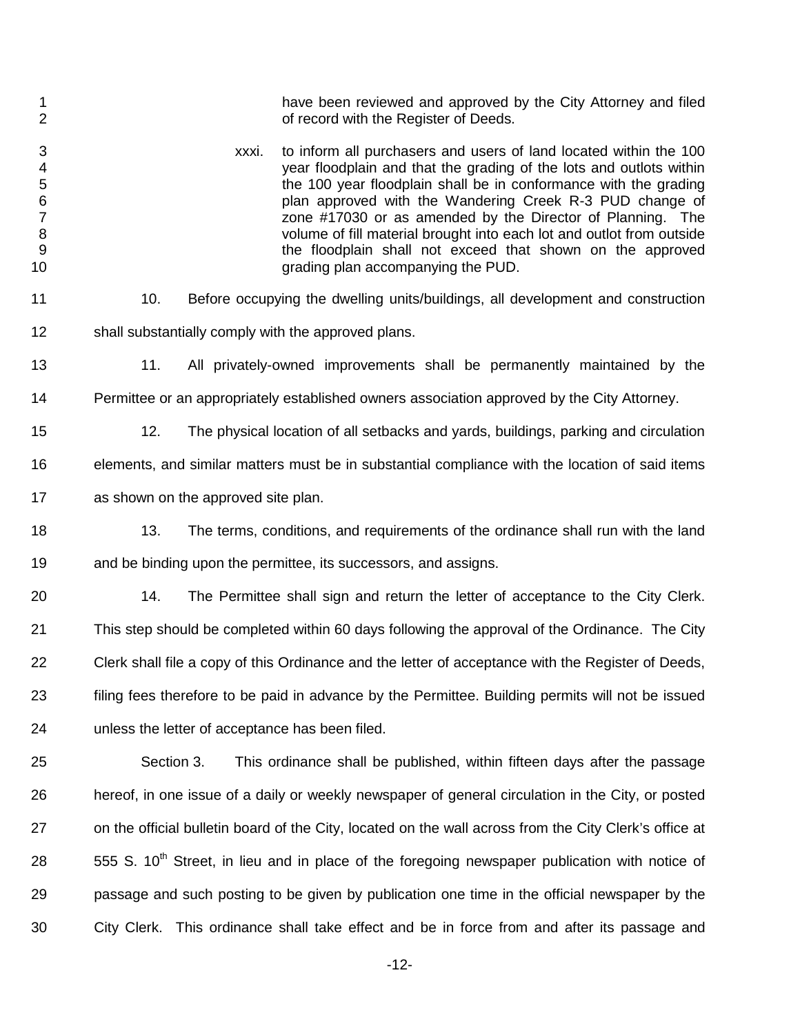have been reviewed and approved by the City Attorney and filed of record with the Register of Deeds.

xxxi. to inform all purchasers and users of land located within the 100 year floodplain and that the grading of the lots and outlots within the 100 year floodplain shall be in conformance with the grading plan approved with the Wandering Creek R-3 PUD change of zone #17030 or as amended by the Director of Planning. The volume of fill material brought into each lot and outlot from outside the floodplain shall not exceed that shown on the approved grading plan accompanying the PUD.

10. Before occupying the dwelling units/buildings, all development and construction shall substantially comply with the approved plans.

11. All privately-owned improvements shall be permanently maintained by the Permittee or an appropriately established owners association approved by the City Attorney.

12. The physical location of all setbacks and yards, buildings, parking and circulation elements, and similar matters must be in substantial compliance with the location of said items as shown on the approved site plan.

13. The terms, conditions, and requirements of the ordinance shall run with the land and be binding upon the permittee, its successors, and assigns.

14. The Permittee shall sign and return the letter of acceptance to the City Clerk. This step should be completed within 60 days following the approval of the Ordinance. The City Clerk shall file a copy of this Ordinance and the letter of acceptance with the Register of Deeds, filing fees therefore to be paid in advance by the Permittee. Building permits will not be issued unless the letter of acceptance has been filed.

Section 3. This ordinance shall be published, within fifteen days after the passage hereof, in one issue of a daily or weekly newspaper of general circulation in the City, or posted on the official bulletin board of the City, located on the wall across from the City Clerk's office at 555 S. 10th Street, in lieu and in place of the foregoing newspaper publication with notice of passage and such posting to be given by publication one time in the official newspaper by the City Clerk. This ordinance shall take effect and be in force from and after its passage and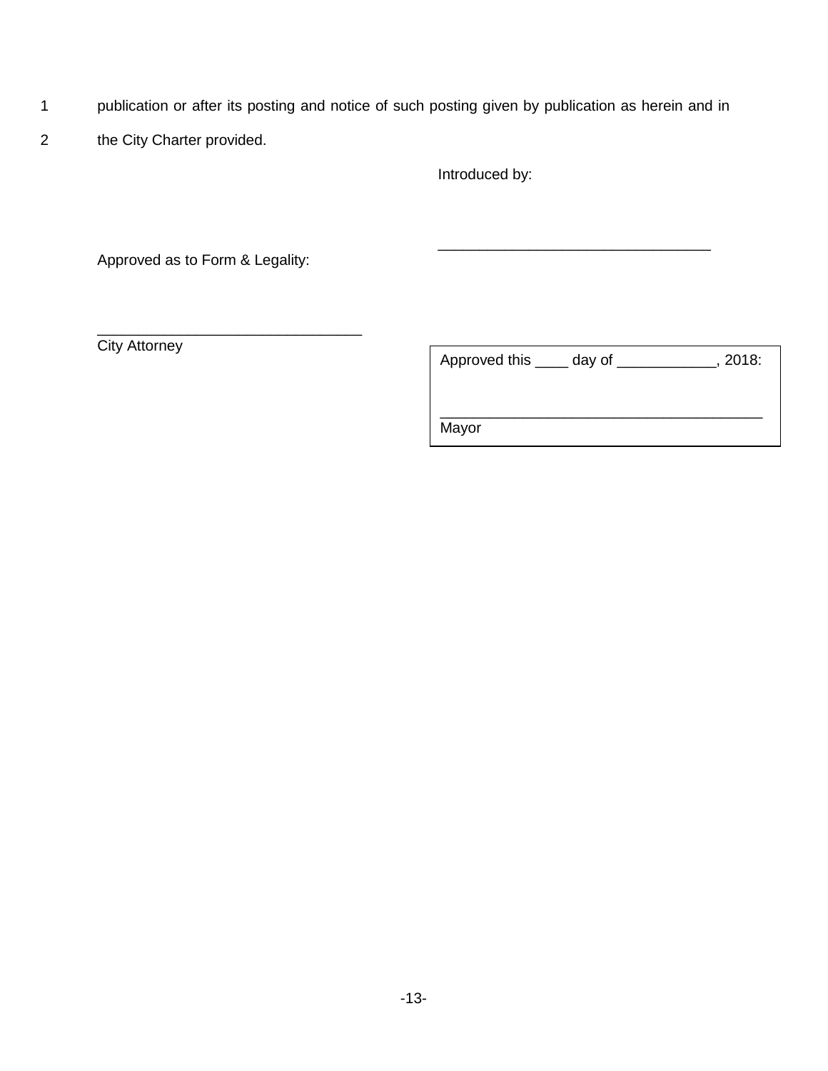1 publication or after its posting and notice of such posting given by publication as herein and in

2 the City Charter provided.

Introduced by:

_________________________________

Approved as to Form & Legality:

________________________________
City Attorney

Approved this ____ day of ____________, 2018:

_______________________________________
Mayor